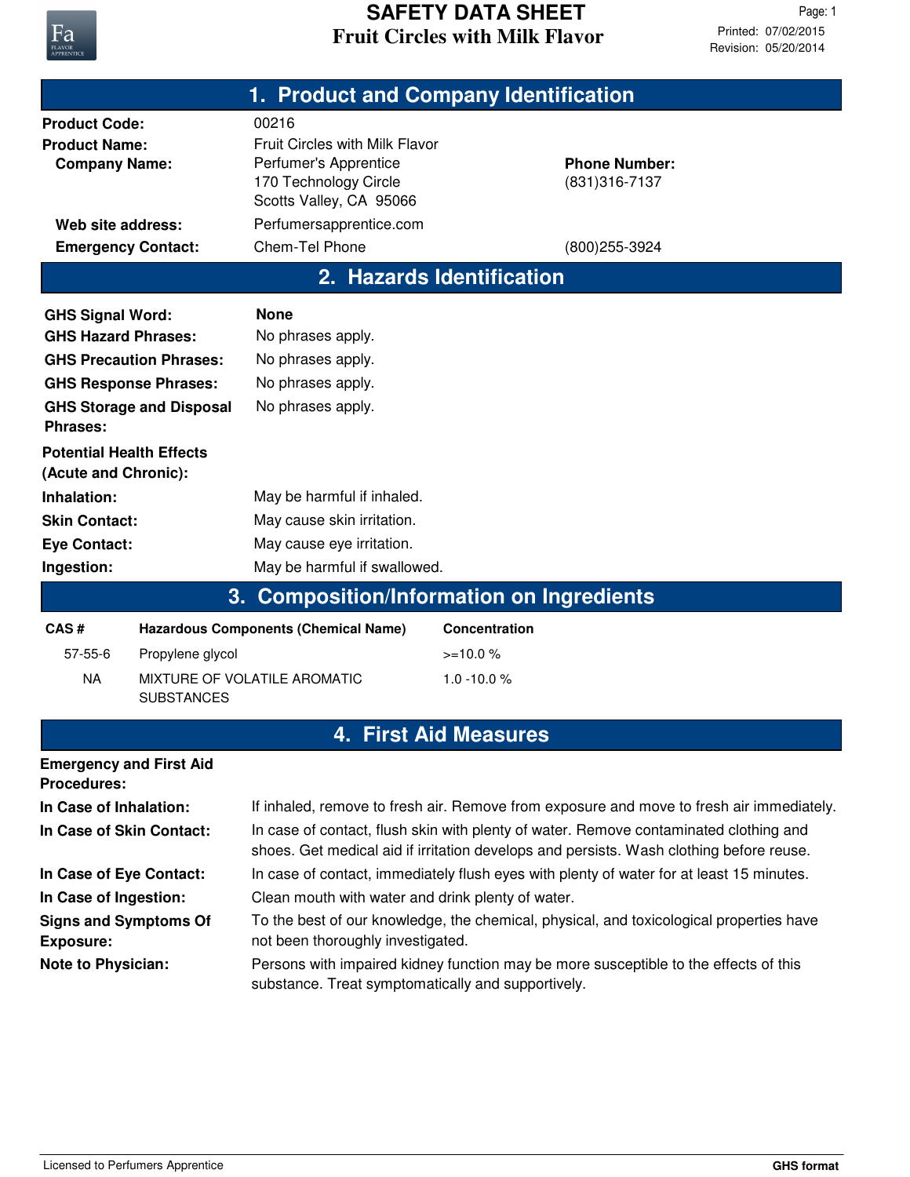# SAFETY DATA SHEET

**Fruit Circles with Milk Flavor**

Printed: 07/02/2015
Revision: 05/20/2014

## 1. Product and Company Identification

**Product Code:** 00216

**Product Name:** Fruit Circles with Milk Flavor

**Company Name:** Perfumer's Apprentice
170 Technology Circle
Scotts Valley, CA 95066

**Phone Number:** (831)316-7137

**Web site address:** Perfumersapprentice.com

**Emergency Contact:** Chem-Tel Phone (800)255-3924

## 2. Hazards Identification

**GHS Signal Word:** **None**

**GHS Hazard Phrases:** No phrases apply.

**GHS Precaution Phrases:** No phrases apply.

**GHS Response Phrases:** No phrases apply.

**GHS Storage and Disposal Phrases:** No phrases apply.

**Potential Health Effects (Acute and Chronic):**

**Inhalation:** May be harmful if inhaled.

**Skin Contact:** May cause skin irritation.

**Eye Contact:** May cause eye irritation.

**Ingestion:** May be harmful if swallowed.

## 3. Composition/Information on Ingredients

| CAS # | Hazardous Components (Chemical Name) | Concentration |
|---|---|---|
| 57-55-6 | Propylene glycol | >=10.0 % |
| NA | MIXTURE OF VOLATILE AROMATIC SUBSTANCES | 1.0 -10.0 % |

## 4. First Aid Measures

**Emergency and First Aid Procedures:**

**In Case of Inhalation:** If inhaled, remove to fresh air. Remove from exposure and move to fresh air immediately.

**In Case of Skin Contact:** In case of contact, flush skin with plenty of water. Remove contaminated clothing and shoes. Get medical aid if irritation develops and persists. Wash clothing before reuse.

**In Case of Eye Contact:** In case of contact, immediately flush eyes with plenty of water for at least 15 minutes.

**In Case of Ingestion:** Clean mouth with water and drink plenty of water.

**Signs and Symptoms Of Exposure:** To the best of our knowledge, the chemical, physical, and toxicological properties have not been thoroughly investigated.

**Note to Physician:** Persons with impaired kidney function may be more susceptible to the effects of this substance. Treat symptomatically and supportively.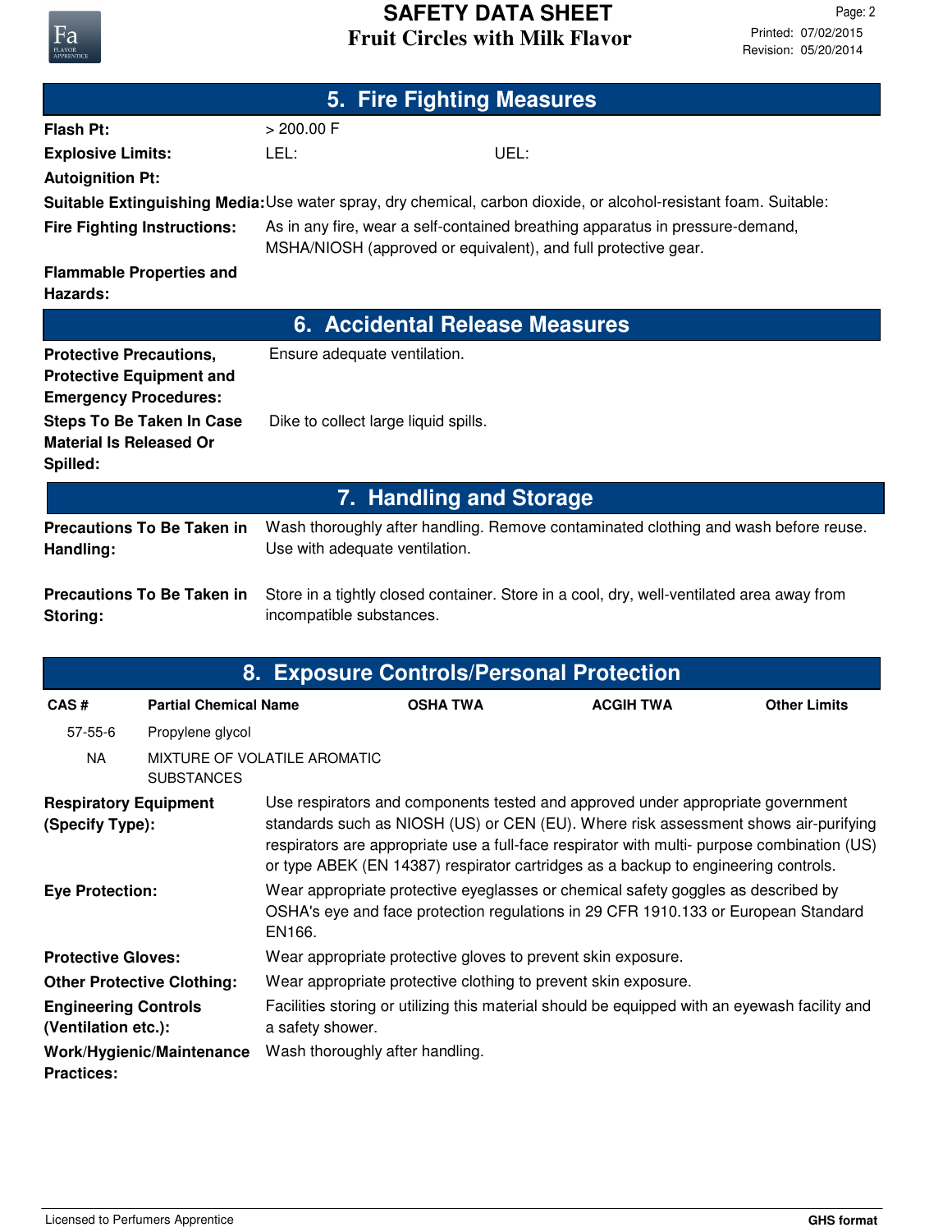## 5. Fire Fighting Measures

**Flash Pt:** > 200.00 F

**Explosive Limits:** LEL: UEL:

**Autoignition Pt:**

**Suitable Extinguishing Media:** Use water spray, dry chemical, carbon dioxide, or alcohol-resistant foam. Suitable:

**Fire Fighting Instructions:** As in any fire, wear a self-contained breathing apparatus in pressure-demand, MSHA/NIOSH (approved or equivalent), and full protective gear.

**Flammable Properties and Hazards:**

## 6. Accidental Release Measures

**Protective Precautions, Protective Equipment and Emergency Procedures:** Ensure adequate ventilation.

**Steps To Be Taken In Case Material Is Released Or Spilled:** Dike to collect large liquid spills.

## 7. Handling and Storage

**Precautions To Be Taken in Handling:** Wash thoroughly after handling. Remove contaminated clothing and wash before reuse. Use with adequate ventilation.

**Precautions To Be Taken in Storing:** Store in a tightly closed container. Store in a cool, dry, well-ventilated area away from incompatible substances.

## 8. Exposure Controls/Personal Protection

| CAS # | Partial Chemical Name | OSHA TWA | ACGIH TWA | Other Limits |
|---|---|---|---|---|
| 57-55-6 | Propylene glycol | | | |
| NA | MIXTURE OF VOLATILE AROMATIC SUBSTANCES | | | |

**Respiratory Equipment (Specify Type):** Use respirators and components tested and approved under appropriate government standards such as NIOSH (US) or CEN (EU). Where risk assessment shows air-purifying respirators are appropriate use a full-face respirator with multi- purpose combination (US) or type ABEK (EN 14387) respirator cartridges as a backup to engineering controls.

**Eye Protection:** Wear appropriate protective eyeglasses or chemical safety goggles as described by OSHA's eye and face protection regulations in 29 CFR 1910.133 or European Standard EN166.

**Protective Gloves:** Wear appropriate protective gloves to prevent skin exposure.

**Other Protective Clothing:** Wear appropriate protective clothing to prevent skin exposure.

**Engineering Controls (Ventilation etc.):** Facilities storing or utilizing this material should be equipped with an eyewash facility and a safety shower.

**Work/Hygienic/Maintenance Practices:** Wash thoroughly after handling.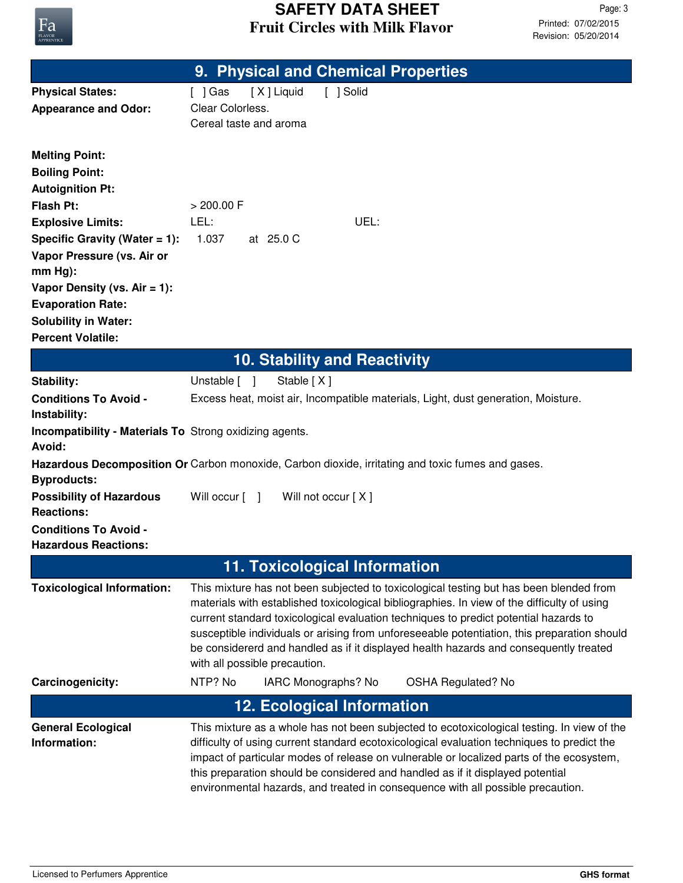## 9. Physical and Chemical Properties

| | |
|---|---|
| **Physical States:** | [ ] Gas [ X ] Liquid [ ] Solid |
| **Appearance and Odor:** | Clear Colorless.<br>Cereal taste and aroma |
| **Melting Point:** | |
| **Boiling Point:** | |
| **Autoignition Pt:** | |
| **Flash Pt:** | > 200.00 F |
| **Explosive Limits:** | LEL: UEL: |
| **Specific Gravity (Water = 1):** | 1.037 at 25.0 C |
| **Vapor Pressure (vs. Air or mm Hg):** | |
| **Vapor Density (vs. Air = 1):** | |
| **Evaporation Rate:** | |
| **Solubility in Water:** | |
| **Percent Volatile:** | |

## 10. Stability and Reactivity

| | |
|---|---|
| **Stability:** | Unstable [ ] Stable [ X ] |
| **Conditions To Avoid - Instability:** | Excess heat, moist air, Incompatible materials, Light, dust generation, Moisture. |
| **Incompatibility - Materials To Avoid:** | Strong oxidizing agents. |
| **Hazardous Decomposition Or Byproducts:** | Carbon monoxide, Carbon dioxide, irritating and toxic fumes and gases. |
| **Possibility of Hazardous Reactions:** | Will occur [ ] Will not occur [ X ] |
| **Conditions To Avoid - Hazardous Reactions:** | |

## 11. Toxicological Information

| | |
|---|---|
| **Toxicological Information:** | This mixture has not been subjected to toxicological testing but has been blended from materials with established toxicological bibliographies. In view of the difficulty of using current standard toxicological evaluation techniques to predict potential hazards to susceptible individuals or arising from unforeseeable potentiation, this preparation should be considererd and handled as if it displayed health hazards and consequently treated with all possible precaution. |
| **Carcinogenicity:** | NTP? No IARC Monographs? No OSHA Regulated? No |

## 12. Ecological Information

| | |
|---|---|
| **General Ecological Information:** | This mixture as a whole has not been subjected to ecotoxicological testing. In view of the difficulty of using current standard ecotoxicological evaluation techniques to predict the impact of particular modes of release on vulnerable or localized parts of the ecosystem, this preparation should be considered and handled as if it displayed potential environmental hazards, and treated in consequence with all possible precaution. |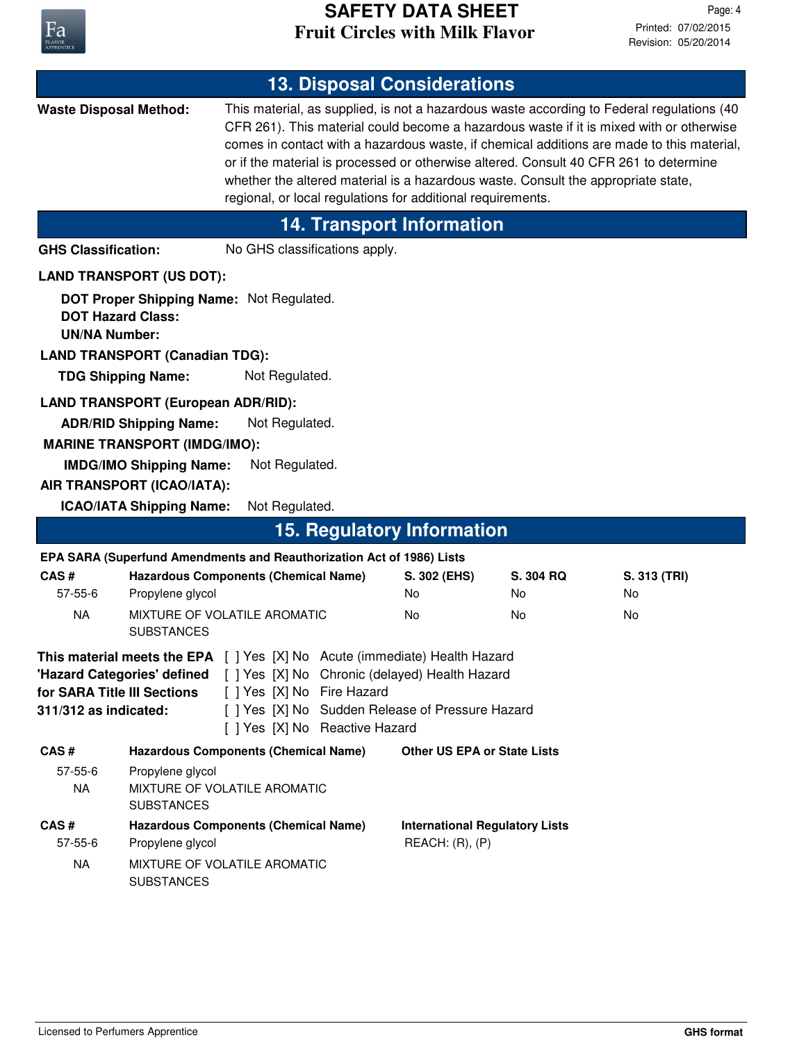## 13. Disposal Considerations

**Waste Disposal Method:** This material, as supplied, is not a hazardous waste according to Federal regulations (40 CFR 261). This material could become a hazardous waste if it is mixed with or otherwise comes in contact with a hazardous waste, if chemical additions are made to this material, or if the material is processed or otherwise altered. Consult 40 CFR 261 to determine whether the altered material is a hazardous waste. Consult the appropriate state, regional, or local regulations for additional requirements.

## 14. Transport Information

**GHS Classification:** No GHS classifications apply.

**LAND TRANSPORT (US DOT):**

**DOT Proper Shipping Name:** Not Regulated.
**DOT Hazard Class:**
**UN/NA Number:**

**LAND TRANSPORT (Canadian TDG):**

**TDG Shipping Name:** Not Regulated.

**LAND TRANSPORT (European ADR/RID):**

**ADR/RID Shipping Name:** Not Regulated.

**MARINE TRANSPORT (IMDG/IMO):**

**IMDG/IMO Shipping Name:** Not Regulated.

**AIR TRANSPORT (ICAO/IATA):**

**ICAO/IATA Shipping Name:** Not Regulated.

## 15. Regulatory Information

**EPA SARA (Superfund Amendments and Reauthorization Act of 1986) Lists**

| CAS # | Hazardous Components (Chemical Name) | S. 302 (EHS) | S. 304 RQ | S. 313 (TRI) |
|---|---|---|---|---|
| 57-55-6 | Propylene glycol | No | No | No |
| NA | MIXTURE OF VOLATILE AROMATIC SUBSTANCES | No | No | No |

**This material meets the EPA 'Hazard Categories' defined for SARA Title III Sections 311/312 as indicated:**

[ ] Yes [X] No Acute (immediate) Health Hazard
[ ] Yes [X] No Chronic (delayed) Health Hazard
[ ] Yes [X] No Fire Hazard
[ ] Yes [X] No Sudden Release of Pressure Hazard
[ ] Yes [X] No Reactive Hazard

| CAS # | Hazardous Components (Chemical Name) | Other US EPA or State Lists |
|---|---|---|
| 57-55-6 | Propylene glycol | |
| NA | MIXTURE OF VOLATILE AROMATIC SUBSTANCES | |

| CAS # | Hazardous Components (Chemical Name) | International Regulatory Lists |
|---|---|---|
| 57-55-6 | Propylene glycol | REACH: (R), (P) |
| NA | MIXTURE OF VOLATILE AROMATIC SUBSTANCES | |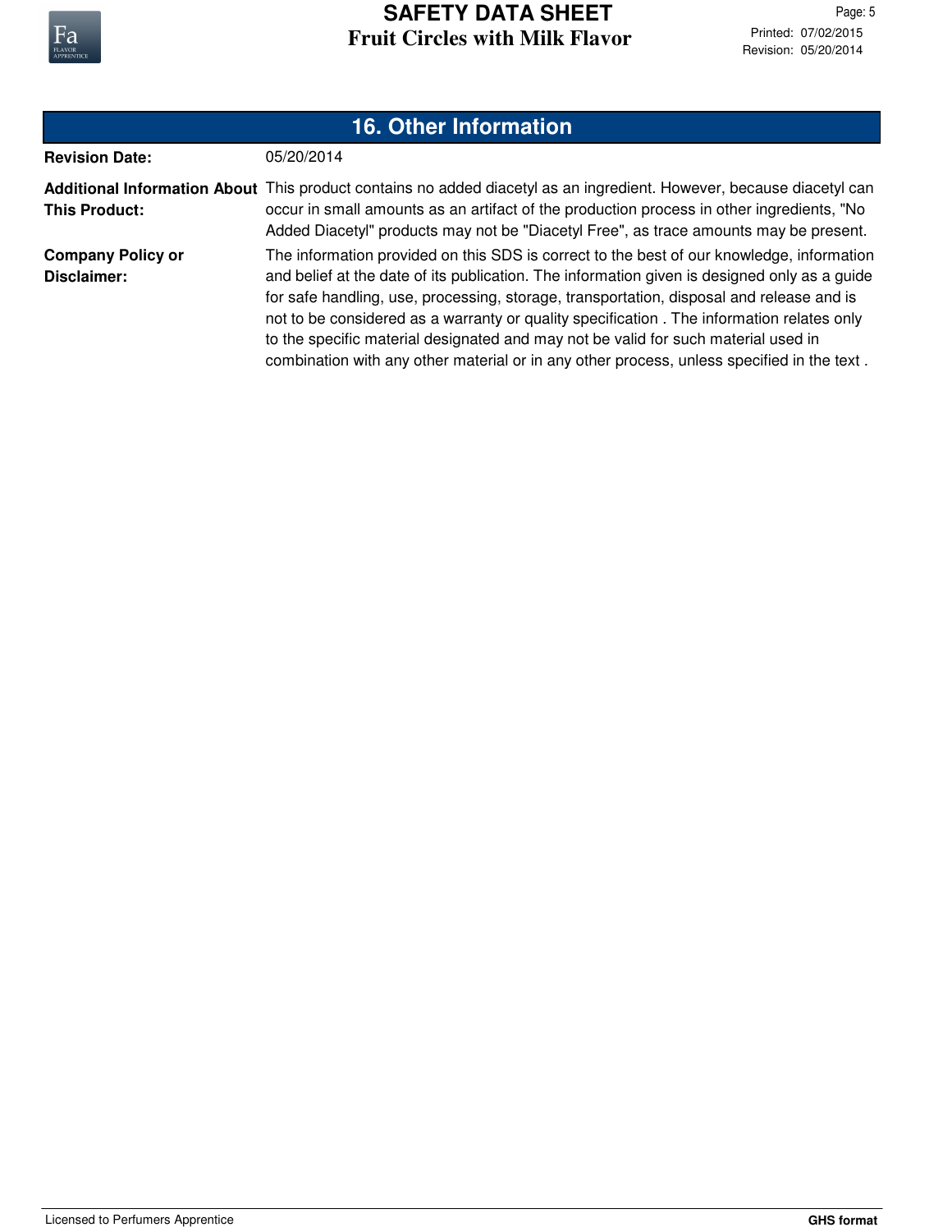## 16. Other Information

**Revision Date:** 05/20/2014

**Additional Information About This Product:** This product contains no added diacetyl as an ingredient. However, because diacetyl can occur in small amounts as an artifact of the production process in other ingredients, "No Added Diacetyl" products may not be "Diacetyl Free", as trace amounts may be present.

**Company Policy or Disclaimer:** The information provided on this SDS is correct to the best of our knowledge, information and belief at the date of its publication. The information given is designed only as a guide for safe handling, use, processing, storage, transportation, disposal and release and is not to be considered as a warranty or quality specification . The information relates only to the specific material designated and may not be valid for such material used in combination with any other material or in any other process, unless specified in the text .